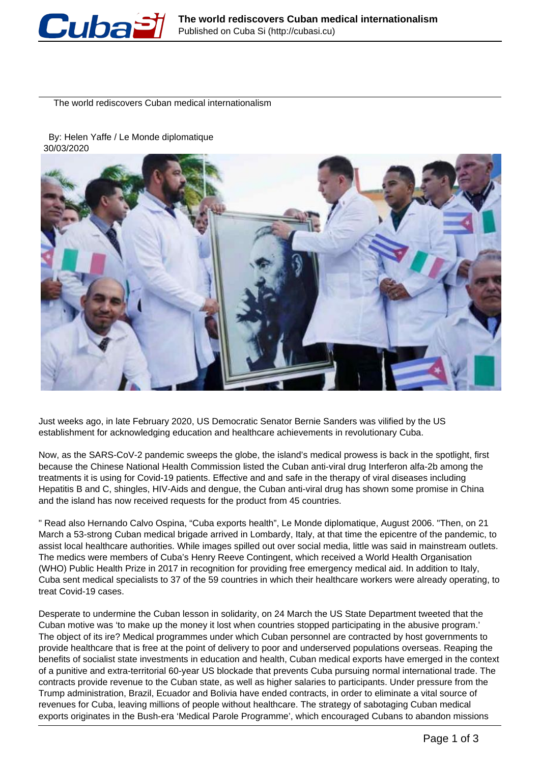The world rediscovers Cuban medical internationalism

By: Helen Yaffe / Le Monde diplomatique
30/03/2020

Just weeks ago, in late February 2020, US Democratic Senator Bernie Sanders was vilified by the US establishment for acknowledging education and healthcare achievements in revolutionary Cuba.

Now, as the SARS-CoV-2 pandemic sweeps the globe, the island's medical prowess is back in the spotlight, first because the Chinese National Health Commission listed the Cuban anti-viral drug Interferon alfa-2b among the treatments it is using for Covid-19 patients. Effective and and safe in the therapy of viral diseases including Hepatitis B and C, shingles, HIV-Aids and dengue, the Cuban anti-viral drug has shown some promise in China and the island has now received requests for the product from 45 countries.

" Read also Hernando Calvo Ospina, "Cuba exports health", Le Monde diplomatique, August 2006. "Then, on 21 March a 53-strong Cuban medical brigade arrived in Lombardy, Italy, at that time the epicentre of the pandemic, to assist local healthcare authorities. While images spilled out over social media, little was said in mainstream outlets. The medics were members of Cuba's Henry Reeve Contingent, which received a World Health Organisation (WHO) Public Health Prize in 2017 in recognition for providing free emergency medical aid. In addition to Italy, Cuba sent medical specialists to 37 of the 59 countries in which their healthcare workers were already operating, to treat Covid-19 cases.

Desperate to undermine the Cuban lesson in solidarity, on 24 March the US State Department tweeted that the Cuban motive was 'to make up the money it lost when countries stopped participating in the abusive program.' The object of its ire? Medical programmes under which Cuban personnel are contracted by host governments to provide healthcare that is free at the point of delivery to poor and underserved populations overseas. Reaping the benefits of socialist state investments in education and health, Cuban medical exports have emerged in the context of a punitive and extra-territorial 60-year US blockade that prevents Cuba pursuing normal international trade. The contracts provide revenue to the Cuban state, as well as higher salaries to participants. Under pressure from the Trump administration, Brazil, Ecuador and Bolivia have ended contracts, in order to eliminate a vital source of revenues for Cuba, leaving millions of people without healthcare. The strategy of sabotaging Cuban medical exports originates in the Bush-era 'Medical Parole Programme', which encouraged Cubans to abandon missions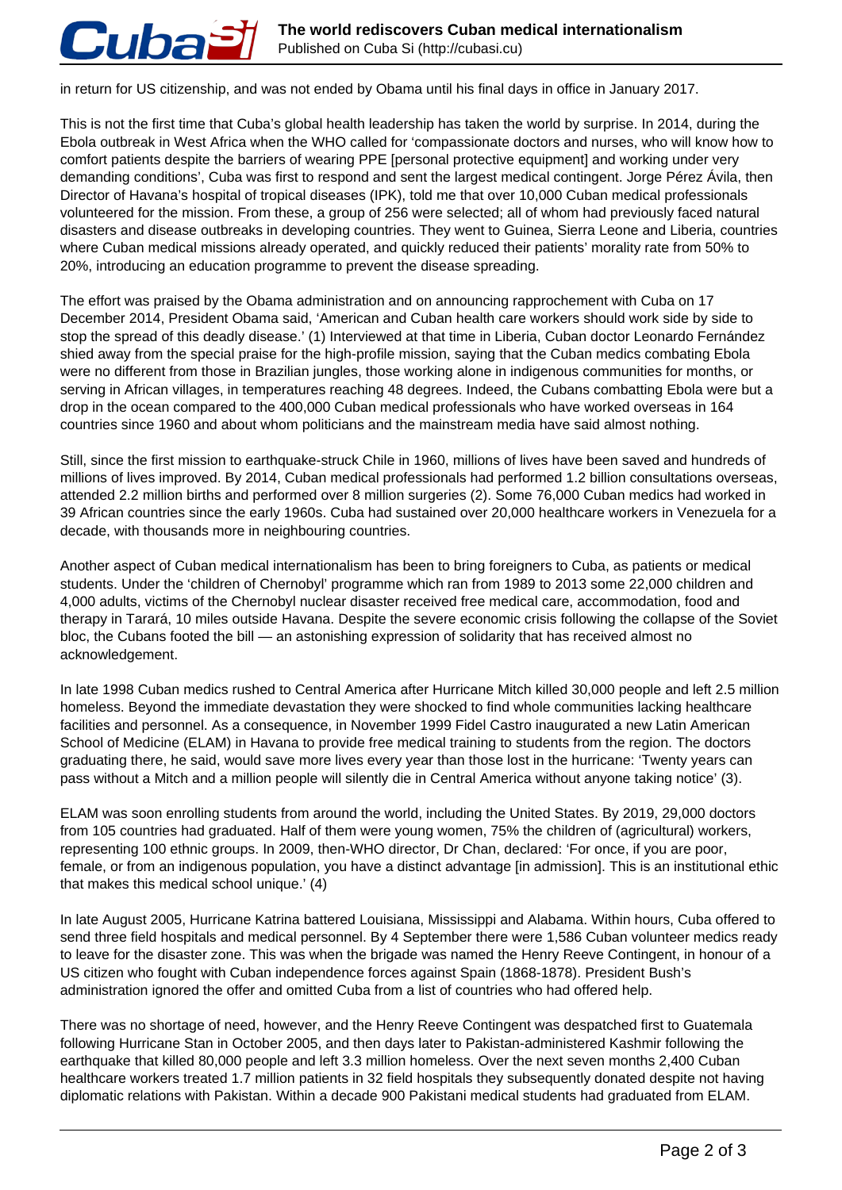in return for US citizenship, and was not ended by Obama until his final days in office in January 2017.

This is not the first time that Cuba's global health leadership has taken the world by surprise. In 2014, during the Ebola outbreak in West Africa when the WHO called for 'compassionate doctors and nurses, who will know how to comfort patients despite the barriers of wearing PPE [personal protective equipment] and working under very demanding conditions', Cuba was first to respond and sent the largest medical contingent. Jorge Pérez Ávila, then Director of Havana's hospital of tropical diseases (IPK), told me that over 10,000 Cuban medical professionals volunteered for the mission. From these, a group of 256 were selected; all of whom had previously faced natural disasters and disease outbreaks in developing countries. They went to Guinea, Sierra Leone and Liberia, countries where Cuban medical missions already operated, and quickly reduced their patients' morality rate from 50% to 20%, introducing an education programme to prevent the disease spreading.

The effort was praised by the Obama administration and on announcing rapprochement with Cuba on 17 December 2014, President Obama said, 'American and Cuban health care workers should work side by side to stop the spread of this deadly disease.' (1) Interviewed at that time in Liberia, Cuban doctor Leonardo Fernández shied away from the special praise for the high-profile mission, saying that the Cuban medics combating Ebola were no different from those in Brazilian jungles, those working alone in indigenous communities for months, or serving in African villages, in temperatures reaching 48 degrees. Indeed, the Cubans combatting Ebola were but a drop in the ocean compared to the 400,000 Cuban medical professionals who have worked overseas in 164 countries since 1960 and about whom politicians and the mainstream media have said almost nothing.

Still, since the first mission to earthquake-struck Chile in 1960, millions of lives have been saved and hundreds of millions of lives improved. By 2014, Cuban medical professionals had performed 1.2 billion consultations overseas, attended 2.2 million births and performed over 8 million surgeries (2). Some 76,000 Cuban medics had worked in 39 African countries since the early 1960s. Cuba had sustained over 20,000 healthcare workers in Venezuela for a decade, with thousands more in neighbouring countries.

Another aspect of Cuban medical internationalism has been to bring foreigners to Cuba, as patients or medical students. Under the 'children of Chernobyl' programme which ran from 1989 to 2013 some 22,000 children and 4,000 adults, victims of the Chernobyl nuclear disaster received free medical care, accommodation, food and therapy in Tarará, 10 miles outside Havana. Despite the severe economic crisis following the collapse of the Soviet bloc, the Cubans footed the bill — an astonishing expression of solidarity that has received almost no acknowledgement.

In late 1998 Cuban medics rushed to Central America after Hurricane Mitch killed 30,000 people and left 2.5 million homeless. Beyond the immediate devastation they were shocked to find whole communities lacking healthcare facilities and personnel. As a consequence, in November 1999 Fidel Castro inaugurated a new Latin American School of Medicine (ELAM) in Havana to provide free medical training to students from the region. The doctors graduating there, he said, would save more lives every year than those lost in the hurricane: 'Twenty years can pass without a Mitch and a million people will silently die in Central America without anyone taking notice' (3).

ELAM was soon enrolling students from around the world, including the United States. By 2019, 29,000 doctors from 105 countries had graduated. Half of them were young women, 75% the children of (agricultural) workers, representing 100 ethnic groups. In 2009, then-WHO director, Dr Chan, declared: 'For once, if you are poor, female, or from an indigenous population, you have a distinct advantage [in admission]. This is an institutional ethic that makes this medical school unique.' (4)

In late August 2005, Hurricane Katrina battered Louisiana, Mississippi and Alabama. Within hours, Cuba offered to send three field hospitals and medical personnel. By 4 September there were 1,586 Cuban volunteer medics ready to leave for the disaster zone. This was when the brigade was named the Henry Reeve Contingent, in honour of a US citizen who fought with Cuban independence forces against Spain (1868-1878). President Bush's administration ignored the offer and omitted Cuba from a list of countries who had offered help.

There was no shortage of need, however, and the Henry Reeve Contingent was despatched first to Guatemala following Hurricane Stan in October 2005, and then days later to Pakistan-administered Kashmir following the earthquake that killed 80,000 people and left 3.3 million homeless. Over the next seven months 2,400 Cuban healthcare workers treated 1.7 million patients in 32 field hospitals they subsequently donated despite not having diplomatic relations with Pakistan. Within a decade 900 Pakistani medical students had graduated from ELAM.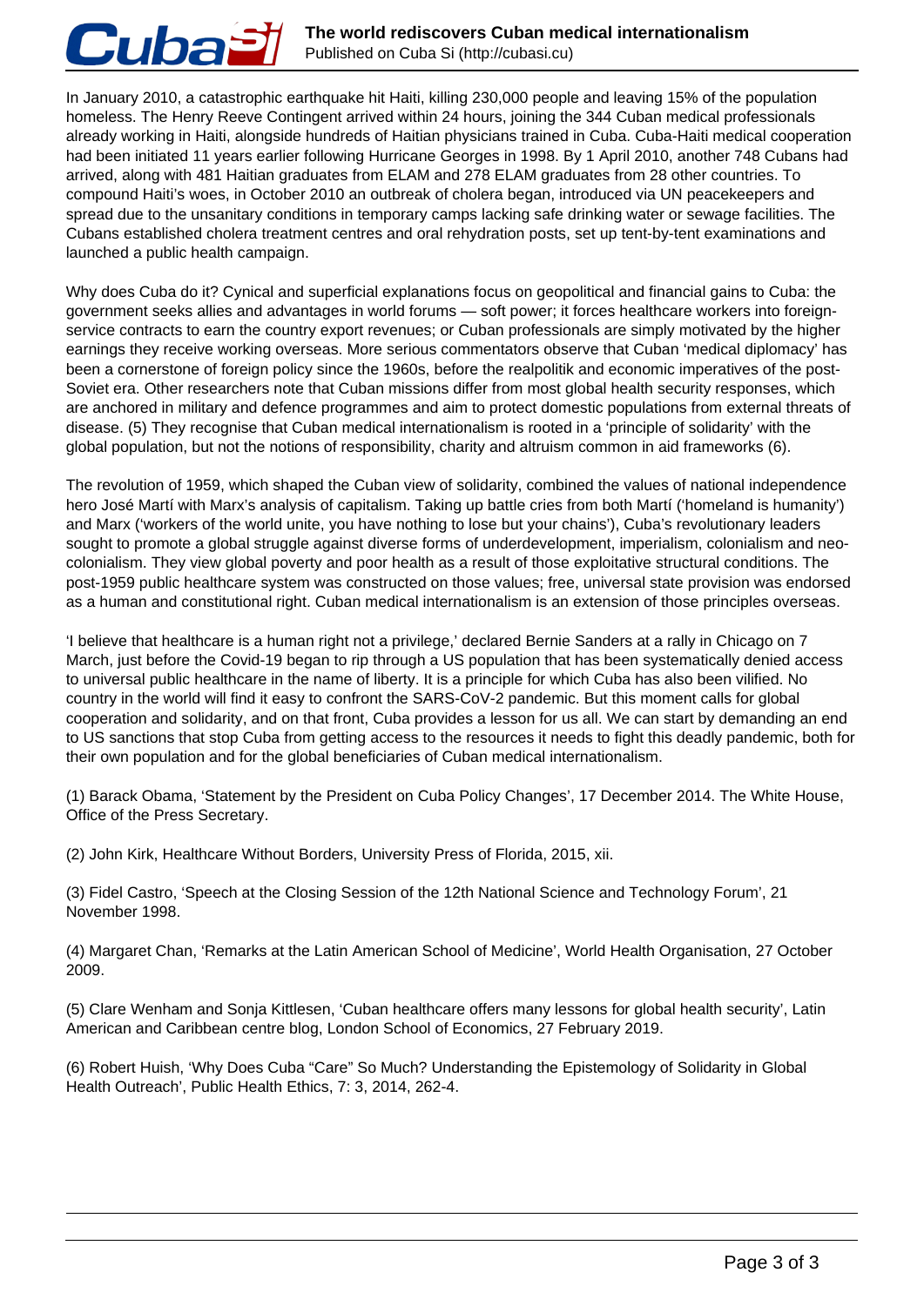In January 2010, a catastrophic earthquake hit Haiti, killing 230,000 people and leaving 15% of the population homeless. The Henry Reeve Contingent arrived within 24 hours, joining the 344 Cuban medical professionals already working in Haiti, alongside hundreds of Haitian physicians trained in Cuba. Cuba-Haiti medical cooperation had been initiated 11 years earlier following Hurricane Georges in 1998. By 1 April 2010, another 748 Cubans had arrived, along with 481 Haitian graduates from ELAM and 278 ELAM graduates from 28 other countries. To compound Haiti's woes, in October 2010 an outbreak of cholera began, introduced via UN peacekeepers and spread due to the unsanitary conditions in temporary camps lacking safe drinking water or sewage facilities. The Cubans established cholera treatment centres and oral rehydration posts, set up tent-by-tent examinations and launched a public health campaign.

Why does Cuba do it? Cynical and superficial explanations focus on geopolitical and financial gains to Cuba: the government seeks allies and advantages in world forums — soft power; it forces healthcare workers into foreign-service contracts to earn the country export revenues; or Cuban professionals are simply motivated by the higher earnings they receive working overseas. More serious commentators observe that Cuban 'medical diplomacy' has been a cornerstone of foreign policy since the 1960s, before the realpolitik and economic imperatives of the post-Soviet era. Other researchers note that Cuban missions differ from most global health security responses, which are anchored in military and defence programmes and aim to protect domestic populations from external threats of disease. (5) They recognise that Cuban medical internationalism is rooted in a 'principle of solidarity' with the global population, but not the notions of responsibility, charity and altruism common in aid frameworks (6).

The revolution of 1959, which shaped the Cuban view of solidarity, combined the values of national independence hero José Martí with Marx's analysis of capitalism. Taking up battle cries from both Martí ('homeland is humanity') and Marx ('workers of the world unite, you have nothing to lose but your chains'), Cuba's revolutionary leaders sought to promote a global struggle against diverse forms of underdevelopment, imperialism, colonialism and neo-colonialism. They view global poverty and poor health as a result of those exploitative structural conditions. The post-1959 public healthcare system was constructed on those values; free, universal state provision was endorsed as a human and constitutional right. Cuban medical internationalism is an extension of those principles overseas.

'I believe that healthcare is a human right not a privilege,' declared Bernie Sanders at a rally in Chicago on 7 March, just before the Covid-19 began to rip through a US population that has been systematically denied access to universal public healthcare in the name of liberty. It is a principle for which Cuba has also been vilified. No country in the world will find it easy to confront the SARS-CoV-2 pandemic. But this moment calls for global cooperation and solidarity, and on that front, Cuba provides a lesson for us all. We can start by demanding an end to US sanctions that stop Cuba from getting access to the resources it needs to fight this deadly pandemic, both for their own population and for the global beneficiaries of Cuban medical internationalism.

(1) Barack Obama, 'Statement by the President on Cuba Policy Changes', 17 December 2014. The White House, Office of the Press Secretary.

(2) John Kirk, Healthcare Without Borders, University Press of Florida, 2015, xii.

(3) Fidel Castro, 'Speech at the Closing Session of the 12th National Science and Technology Forum', 21 November 1998.

(4) Margaret Chan, 'Remarks at the Latin American School of Medicine', World Health Organisation, 27 October 2009.

(5) Clare Wenham and Sonja Kittlesen, 'Cuban healthcare offers many lessons for global health security', Latin American and Caribbean centre blog, London School of Economics, 27 February 2019.

(6) Robert Huish, 'Why Does Cuba "Care" So Much? Understanding the Epistemology of Solidarity in Global Health Outreach', Public Health Ethics, 7: 3, 2014, 262-4.